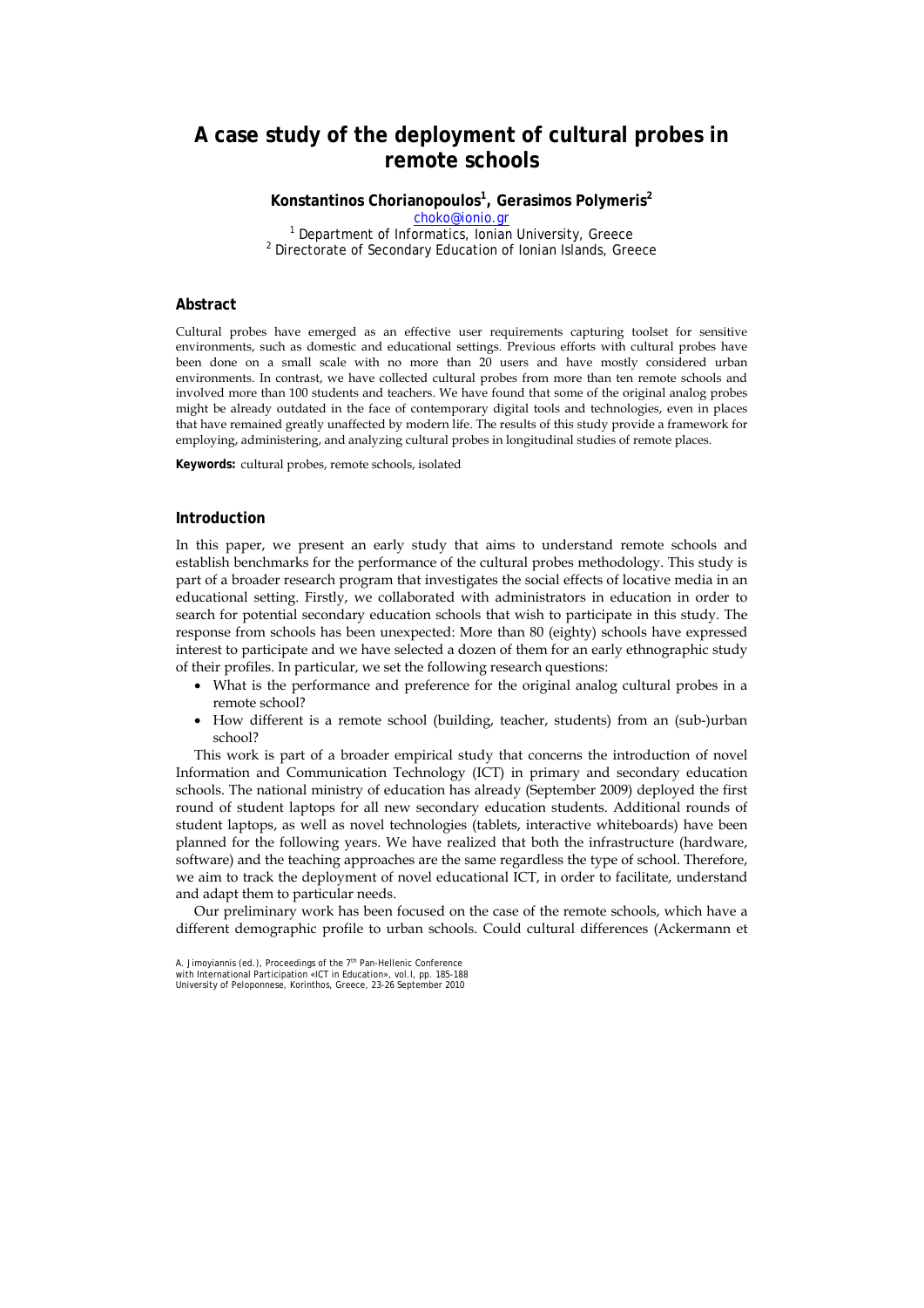# A case study of the deployment of cultural probes in remote schools

**Konstantinos Chorianopoulos[1], Gerasimos Polymeris[2]**

choko@ionio.gr

[1] Department of Informatics, Ionian University, Greece
[2] Directorate of Secondary Education of Ionian Islands, Greece

## Abstract

Cultural probes have emerged as an effective user requirements capturing toolset for sensitive environments, such as domestic and educational settings. Previous efforts with cultural probes have been done on a small scale with no more than 20 users and have mostly considered urban environments. In contrast, we have collected cultural probes from more than ten remote schools and involved more than 100 students and teachers. We have found that some of the original analog probes might be already outdated in the face of contemporary digital tools and technologies, even in places that have remained greatly unaffected by modern life. The results of this study provide a framework for employing, administering, and analyzing cultural probes in longitudinal studies of remote places.

**Keywords:** cultural probes, remote schools, isolated

## Introduction

In this paper, we present an early study that aims to understand remote schools and establish benchmarks for the performance of the cultural probes methodology. This study is part of a broader research program that investigates the social effects of locative media in an educational setting. Firstly, we collaborated with administrators in education in order to search for potential secondary education schools that wish to participate in this study. The response from schools has been unexpected: More than 80 (eighty) schools have expressed interest to participate and we have selected a dozen of them for an early ethnographic study of their profiles. In particular, we set the following research questions:

- What is the performance and preference for the original analog cultural probes in a remote school?
- How different is a remote school (building, teacher, students) from an (sub-)urban school?

This work is part of a broader empirical study that concerns the introduction of novel Information and Communication Technology (ICT) in primary and secondary education schools. The national ministry of education has already (September 2009) deployed the first round of student laptops for all new secondary education students. Additional rounds of student laptops, as well as novel technologies (tablets, interactive whiteboards) have been planned for the following years. We have realized that both the infrastructure (hardware, software) and the teaching approaches are the same regardless the type of school. Therefore, we aim to track the deployment of novel educational ICT, in order to facilitate, understand and adapt them to particular needs.

Our preliminary work has been focused on the case of the remote schools, which have a different demographic profile to urban schools. Could cultural differences (Ackermann et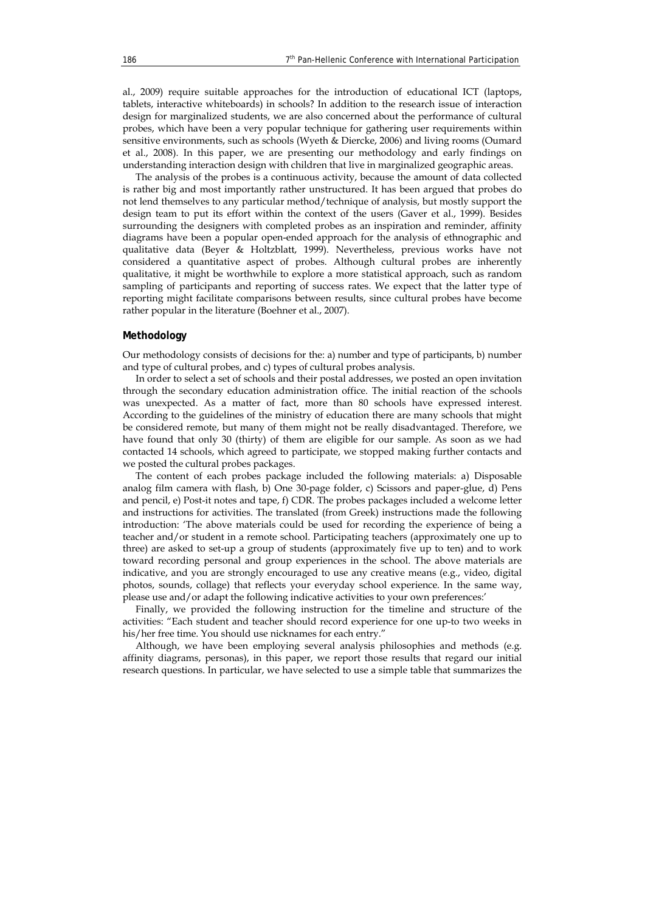al., 2009) require suitable approaches for the introduction of educational ICT (laptops, tablets, interactive whiteboards) in schools? In addition to the research issue of interaction design for marginalized students, we are also concerned about the performance of cultural probes, which have been a very popular technique for gathering user requirements within sensitive environments, such as schools (Wyeth & Diercke, 2006) and living rooms (Oumard et al., 2008). In this paper, we are presenting our methodology and early findings on understanding interaction design with children that live in marginalized geographic areas.

The analysis of the probes is a continuous activity, because the amount of data collected is rather big and most importantly rather unstructured. It has been argued that probes do not lend themselves to any particular method/technique of analysis, but mostly support the design team to put its effort within the context of the users (Gaver et al., 1999). Besides surrounding the designers with completed probes as an inspiration and reminder, affinity diagrams have been a popular open-ended approach for the analysis of ethnographic and qualitative data (Beyer & Holtzblatt, 1999). Nevertheless, previous works have not considered a quantitative aspect of probes. Although cultural probes are inherently qualitative, it might be worthwhile to explore a more statistical approach, such as random sampling of participants and reporting of success rates. We expect that the latter type of reporting might facilitate comparisons between results, since cultural probes have become rather popular in the literature (Boehner et al., 2007).

## Methodology

Our methodology consists of decisions for the: a) number and type of participants, b) number and type of cultural probes, and c) types of cultural probes analysis.

In order to select a set of schools and their postal addresses, we posted an open invitation through the secondary education administration office. The initial reaction of the schools was unexpected. As a matter of fact, more than 80 schools have expressed interest. According to the guidelines of the ministry of education there are many schools that might be considered remote, but many of them might not be really disadvantaged. Therefore, we have found that only 30 (thirty) of them are eligible for our sample. As soon as we had contacted 14 schools, which agreed to participate, we stopped making further contacts and we posted the cultural probes packages.

The content of each probes package included the following materials: a) Disposable analog film camera with flash, b) One 30-page folder, c) Scissors and paper-glue, d) Pens and pencil, e) Post-it notes and tape, f) CDR. The probes packages included a welcome letter and instructions for activities. The translated (from Greek) instructions made the following introduction: 'The above materials could be used for recording the experience of being a teacher and/or student in a remote school. Participating teachers (approximately one up to three) are asked to set-up a group of students (approximately five up to ten) and to work toward recording personal and group experiences in the school. The above materials are indicative, and you are strongly encouraged to use any creative means (e.g., video, digital photos, sounds, collage) that reflects your everyday school experience. In the same way, please use and/or adapt the following indicative activities to your own preferences:'

Finally, we provided the following instruction for the timeline and structure of the activities: "Each student and teacher should record experience for one up-to two weeks in his/her free time. You should use nicknames for each entry."

Although, we have been employing several analysis philosophies and methods (e.g. affinity diagrams, personas), in this paper, we report those results that regard our initial research questions. In particular, we have selected to use a simple table that summarizes the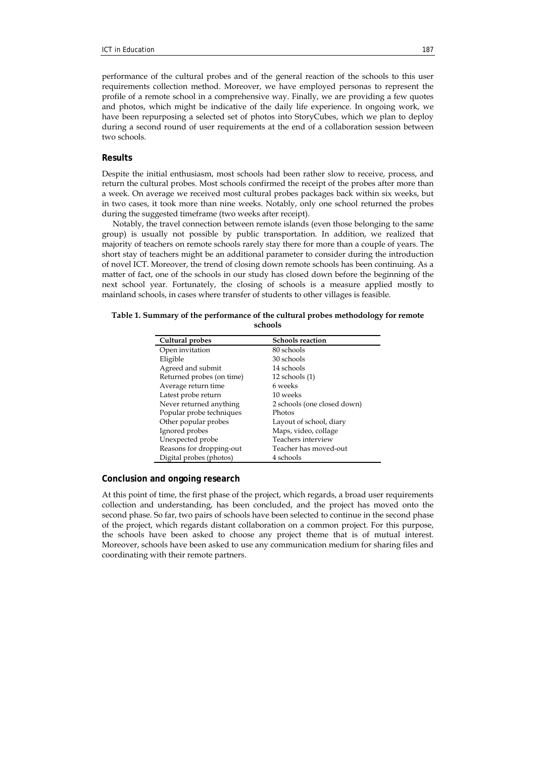performance of the cultural probes and of the general reaction of the schools to this user requirements collection method. Moreover, we have employed personas to represent the profile of a remote school in a comprehensive way. Finally, we are providing a few quotes and photos, which might be indicative of the daily life experience. In ongoing work, we have been repurposing a selected set of photos into StoryCubes, which we plan to deploy during a second round of user requirements at the end of a collaboration session between two schools.

## Results

Despite the initial enthusiasm, most schools had been rather slow to receive, process, and return the cultural probes. Most schools confirmed the receipt of the probes after more than a week. On average we received most cultural probes packages back within six weeks, but in two cases, it took more than nine weeks. Notably, only one school returned the probes during the suggested timeframe (two weeks after receipt).

Notably, the travel connection between remote islands (even those belonging to the same group) is usually not possible by public transportation. In addition, we realized that majority of teachers on remote schools rarely stay there for more than a couple of years. The short stay of teachers might be an additional parameter to consider during the introduction of novel ICT. Moreover, the trend of closing down remote schools has been continuing. As a matter of fact, one of the schools in our study has closed down before the beginning of the next school year. Fortunately, the closing of schools is a measure applied mostly to mainland schools, in cases where transfer of students to other villages is feasible.

**Table 1. Summary of the performance of the cultural probes methodology for remote schools**

| Cultural probes | Schools reaction |
|---|---|
| Open invitation | 80 schools |
| Eligible | 30 schools |
| Agreed and submit | 14 schools |
| Returned probes (on time) | 12 schools (1) |
| Average return time | 6 weeks |
| Latest probe return | 10 weeks |
| Never returned anything | 2 schools (one closed down) |
| Popular probe techniques | Photos |
| Other popular probes | Layout of school, diary |
| Ignored probes | Maps, video, collage |
| Unexpected probe | Teachers interview |
| Reasons for dropping-out | Teacher has moved-out |
| Digital probes (photos) | 4 schools |

## Conclusion and ongoing research

At this point of time, the first phase of the project, which regards, a broad user requirements collection and understanding, has been concluded, and the project has moved onto the second phase. So far, two pairs of schools have been selected to continue in the second phase of the project, which regards distant collaboration on a common project. For this purpose, the schools have been asked to choose any project theme that is of mutual interest. Moreover, schools have been asked to use any communication medium for sharing files and coordinating with their remote partners.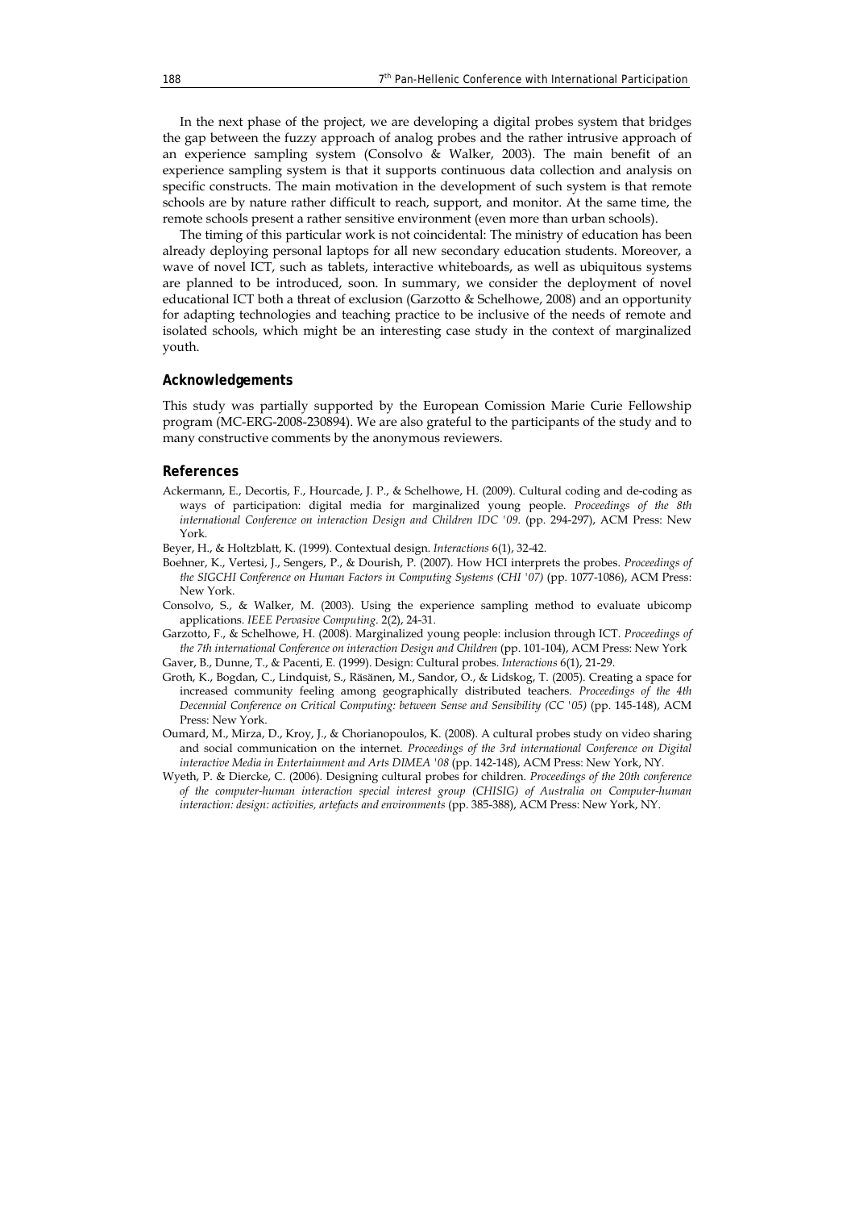In the next phase of the project, we are developing a digital probes system that bridges the gap between the fuzzy approach of analog probes and the rather intrusive approach of an experience sampling system (Consolvo & Walker, 2003). The main benefit of an experience sampling system is that it supports continuous data collection and analysis on specific constructs. The main motivation in the development of such system is that remote schools are by nature rather difficult to reach, support, and monitor. At the same time, the remote schools present a rather sensitive environment (even more than urban schools).

The timing of this particular work is not coincidental: The ministry of education has been already deploying personal laptops for all new secondary education students. Moreover, a wave of novel ICT, such as tablets, interactive whiteboards, as well as ubiquitous systems are planned to be introduced, soon. In summary, we consider the deployment of novel educational ICT both a threat of exclusion (Garzotto & Schelhowe, 2008) and an opportunity for adapting technologies and teaching practice to be inclusive of the needs of remote and isolated schools, which might be an interesting case study in the context of marginalized youth.

## Acknowledgements

This study was partially supported by the European Comission Marie Curie Fellowship program (MC-ERG-2008-230894). We are also grateful to the participants of the study and to many constructive comments by the anonymous reviewers.

## References

Ackermann, E., Decortis, F., Hourcade, J. P., & Schelhowe, H. (2009). Cultural coding and de-coding as ways of participation: digital media for marginalized young people. *Proceedings of the 8th international Conference on interaction Design and Children IDC '09*. (pp. 294-297), ACM Press: New York.

Beyer, H., & Holtzblatt, K. (1999). Contextual design. *Interactions* 6(1), 32-42.

Boehner, K., Vertesi, J., Sengers, P., & Dourish, P. (2007). How HCI interprets the probes. *Proceedings of the SIGCHI Conference on Human Factors in Computing Systems (CHI '07)* (pp. 1077-1086), ACM Press: New York.

Consolvo, S., & Walker, M. (2003). Using the experience sampling method to evaluate ubicomp applications. *IEEE Pervasive Computing*. 2(2), 24-31.

Garzotto, F., & Schelhowe, H. (2008). Marginalized young people: inclusion through ICT. *Proceedings of the 7th international Conference on interaction Design and Children* (pp. 101-104), ACM Press: New York

Gaver, B., Dunne, T., & Pacenti, E. (1999). Design: Cultural probes. *Interactions* 6(1), 21-29.

Groth, K., Bogdan, C., Lindquist, S., Räsänen, M., Sandor, O., & Lidskog, T. (2005). Creating a space for increased community feeling among geographically distributed teachers. *Proceedings of the 4th Decennial Conference on Critical Computing: between Sense and Sensibility (CC '05)* (pp. 145-148), ACM Press: New York.

Oumard, M., Mirza, D., Kroy, J., & Chorianopoulos, K. (2008). A cultural probes study on video sharing and social communication on the internet. *Proceedings of the 3rd international Conference on Digital interactive Media in Entertainment and Arts DIMEA '08* (pp. 142-148), ACM Press: New York, NY.

Wyeth, P. & Diercke, C. (2006). Designing cultural probes for children. *Proceedings of the 20th conference of the computer-human interaction special interest group (CHISIG) of Australia on Computer-human interaction: design: activities, artefacts and environments* (pp. 385-388), ACM Press: New York, NY.